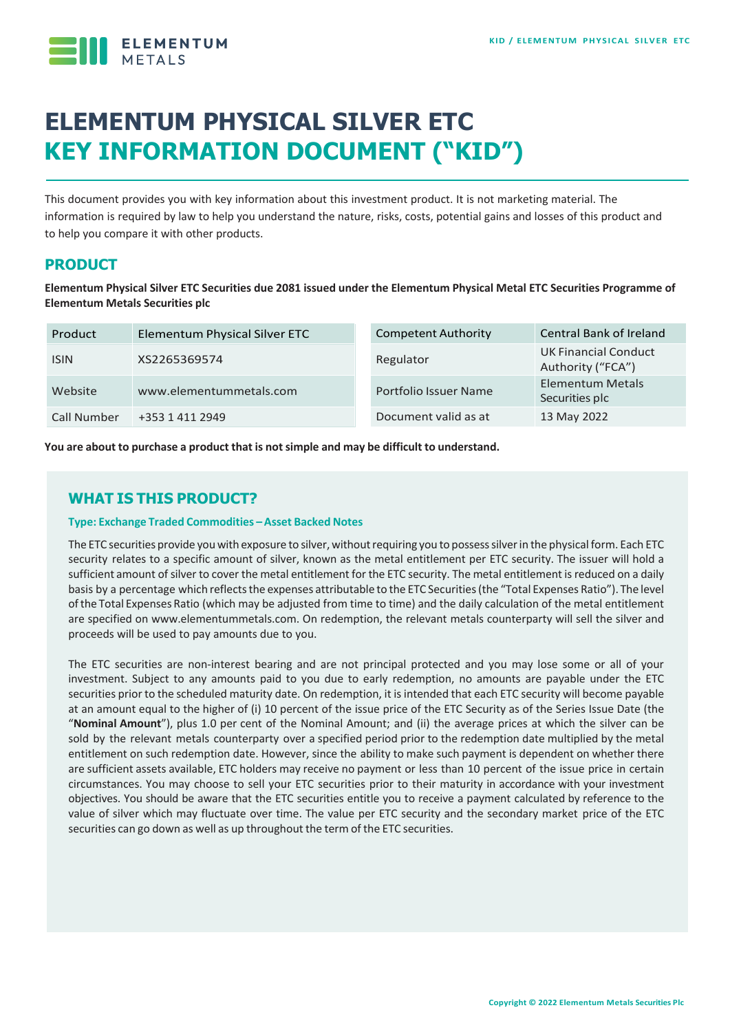# ELEMENTUM PHYSICAL SILVER ETC
# KEY INFORMATION DOCUMENT ("KID")

This document provides you with key information about this investment product. It is not marketing material. The information is required by law to help you understand the nature, risks, costs, potential gains and losses of this product and to help you compare it with other products.

## PRODUCT

**Elementum Physical Silver ETC Securities due 2081 issued under the Elementum Physical Metal ETC Securities Programme of Elementum Metals Securities plc**

| Product | Elementum Physical Silver ETC | Competent Authority | Central Bank of Ireland |
|---|---|---|---|
| ISIN | XS2265369574 | Regulator | UK Financial Conduct Authority ("FCA") |
| Website | www.elementummetals.com | Portfolio Issuer Name | Elementum Metals Securities plc |
| Call Number | +353 1 411 2949 | Document valid as at | 13 May 2022 |

**You are about to purchase a product that is not simple and may be difficult to understand.**

## WHAT IS THIS PRODUCT?

### Type: Exchange Traded Commodities – Asset Backed Notes

The ETC securities provide you with exposure to silver, without requiring you to possess silver in the physical form. Each ETC security relates to a specific amount of silver, known as the metal entitlement per ETC security. The issuer will hold a sufficient amount of silver to cover the metal entitlement for the ETC security. The metal entitlement is reduced on a daily basis by a percentage which reflects the expenses attributable to the ETC Securities (the "Total Expenses Ratio"). The level of the Total Expenses Ratio (which may be adjusted from time to time) and the daily calculation of the metal entitlement are specified on www.elementummetals.com. On redemption, the relevant metals counterparty will sell the silver and proceeds will be used to pay amounts due to you.

The ETC securities are non-interest bearing and are not principal protected and you may lose some or all of your investment. Subject to any amounts paid to you due to early redemption, no amounts are payable under the ETC securities prior to the scheduled maturity date. On redemption, it is intended that each ETC security will become payable at an amount equal to the higher of (i) 10 percent of the issue price of the ETC Security as of the Series Issue Date (the "**Nominal Amount**"), plus 1.0 per cent of the Nominal Amount; and (ii) the average prices at which the silver can be sold by the relevant metals counterparty over a specified period prior to the redemption date multiplied by the metal entitlement on such redemption date. However, since the ability to make such payment is dependent on whether there are sufficient assets available, ETC holders may receive no payment or less than 10 percent of the issue price in certain circumstances. You may choose to sell your ETC securities prior to their maturity in accordance with your investment objectives. You should be aware that the ETC securities entitle you to receive a payment calculated by reference to the value of silver which may fluctuate over time. The value per ETC security and the secondary market price of the ETC securities can go down as well as up throughout the term of the ETC securities.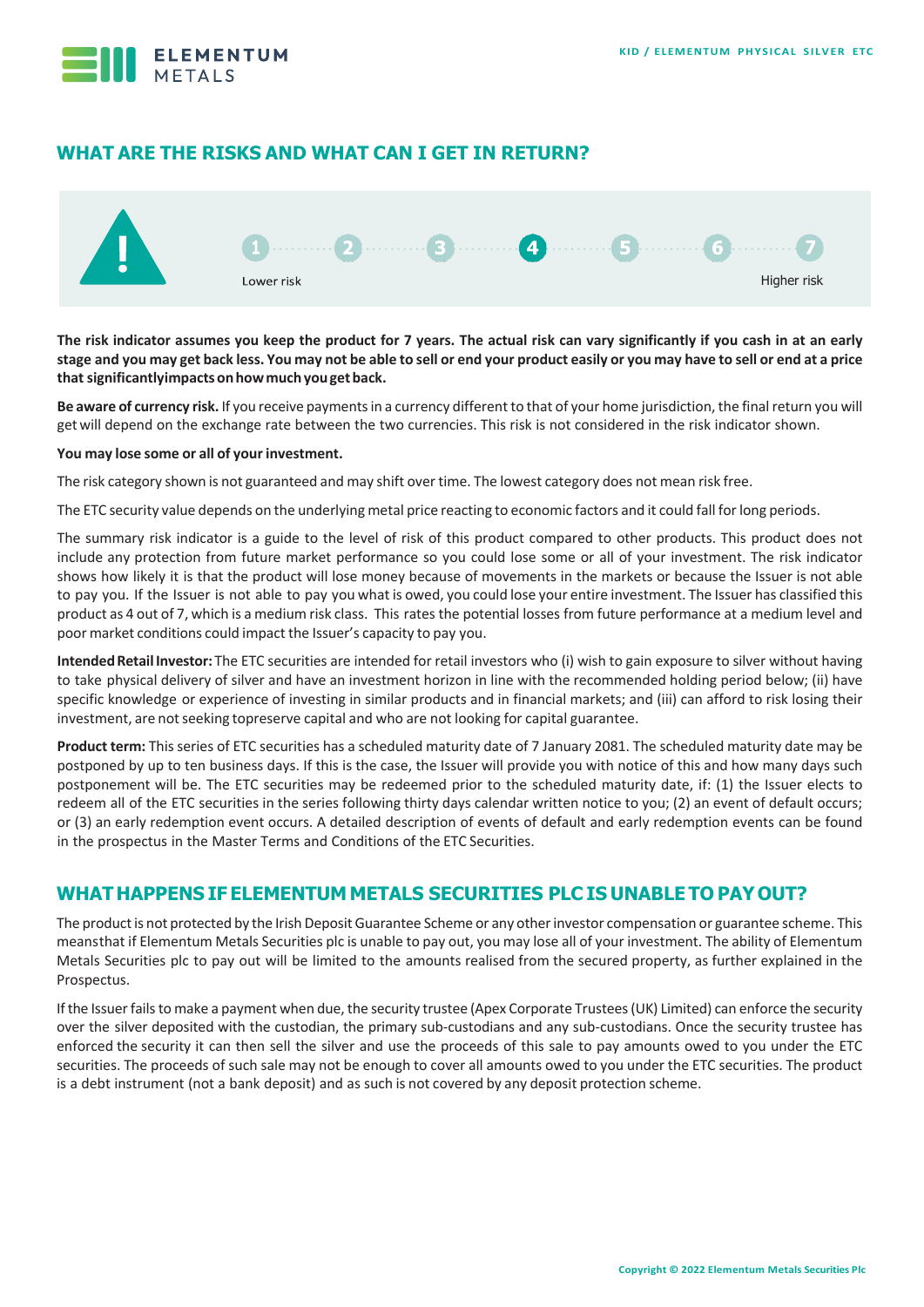## WHAT ARE THE RISKS AND WHAT CAN I GET IN RETURN?

1 · 2 · 3 · **4** · 5 · 6 · 7

Lower risk — Higher risk

**The risk indicator assumes you keep the product for 7 years. The actual risk can vary significantly if you cash in at an early stage and you may get back less. You may not be able to sell or end your product easily or you may have to sell or end at a price that significantlyimpacts onhowmuch yougetback.**

**Be aware of currency risk.** If you receive payments in a currency different to that of your home jurisdiction, the final return you will get will depend on the exchange rate between the two currencies. This risk is not considered in the risk indicator shown.

**You may lose some or all of your investment.**

The risk category shown is not guaranteed and may shift over time. The lowest category does not mean risk free.

The ETC security value depends on the underlying metal price reacting to economic factors and it could fall for long periods.

The summary risk indicator is a guide to the level of risk of this product compared to other products. This product does not include any protection from future market performance so you could lose some or all of your investment. The risk indicator shows how likely it is that the product will lose money because of movements in the markets or because the Issuer is not able to pay you. If the Issuer is not able to pay you what is owed, you could lose your entire investment. The Issuer has classified this product as 4 out of 7, which is a medium risk class. This rates the potential losses from future performance at a medium level and poor market conditions could impact the Issuer's capacity to pay you.

**Intended Retail Investor:** The ETC securities are intended for retail investors who (i) wish to gain exposure to silver without having to take physical delivery of silver and have an investment horizon in line with the recommended holding period below; (ii) have specific knowledge or experience of investing in similar products and in financial markets; and (iii) can afford to risk losing their investment, are not seeking topreserve capital and who are not looking for capital guarantee.

**Product term:** This series of ETC securities has a scheduled maturity date of 7 January 2081. The scheduled maturity date may be postponed by up to ten business days. If this is the case, the Issuer will provide you with notice of this and how many days such postponement will be. The ETC securities may be redeemed prior to the scheduled maturity date, if: (1) the Issuer elects to redeem all of the ETC securities in the series following thirty days calendar written notice to you; (2) an event of default occurs; or (3) an early redemption event occurs. A detailed description of events of default and early redemption events can be found in the prospectus in the Master Terms and Conditions of the ETC Securities.

## WHAT HAPPENS IF ELEMENTUM METALS SECURITIES PLC IS UNABLE TO PAY OUT?

The product is not protected by the Irish Deposit Guarantee Scheme or any other investor compensation or guarantee scheme. This meansthat if Elementum Metals Securities plc is unable to pay out, you may lose all of your investment. The ability of Elementum Metals Securities plc to pay out will be limited to the amounts realised from the secured property, as further explained in the Prospectus.

If the Issuer fails to make a payment when due, the security trustee (Apex Corporate Trustees (UK) Limited) can enforce the security over the silver deposited with the custodian, the primary sub-custodians and any sub-custodians. Once the security trustee has enforced the security it can then sell the silver and use the proceeds of this sale to pay amounts owed to you under the ETC securities. The proceeds of such sale may not be enough to cover all amounts owed to you under the ETC securities. The product is a debt instrument (not a bank deposit) and as such is not covered by any deposit protection scheme.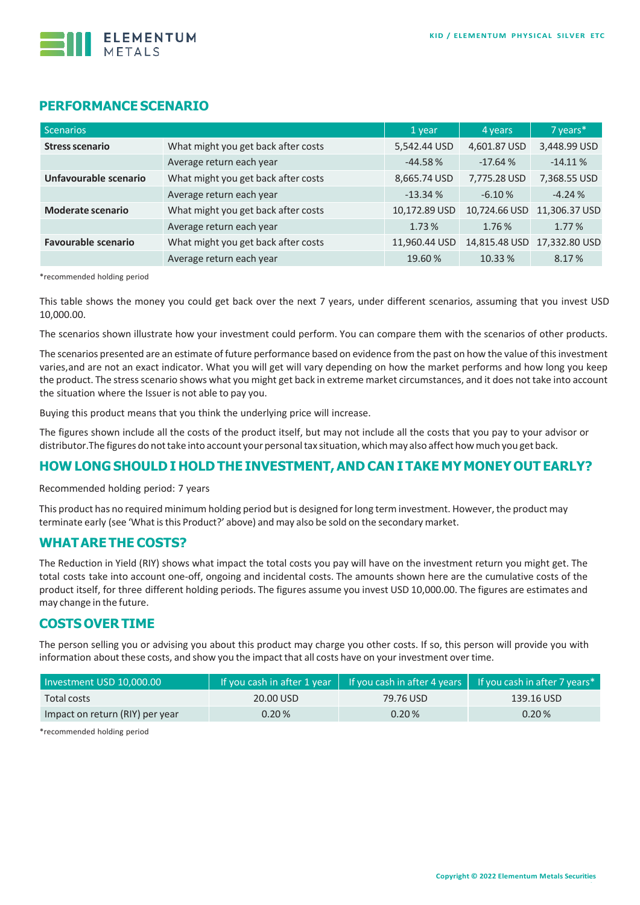## PERFORMANCE SCENARIO

| Scenarios | | 1 year | 4 years | 7 years* |
|---|---|---|---|---|
| **Stress scenario** | What might you get back after costs | 5,542.44 USD | 4,601.87 USD | 3,448.99 USD |
| | Average return each year | -44.58 % | -17.64 % | -14.11 % |
| **Unfavourable scenario** | What might you get back after costs | 8,665.74 USD | 7,775.28 USD | 7,368.55 USD |
| | Average return each year | -13.34 % | -6.10 % | -4.24 % |
| **Moderate scenario** | What might you get back after costs | 10,172.89 USD | 10,724.66 USD | 11,306.37 USD |
| | Average return each year | 1.73 % | 1.76 % | 1.77 % |
| **Favourable scenario** | What might you get back after costs | 11,960.44 USD | 14,815.48 USD | 17,332.80 USD |
| | Average return each year | 19.60 % | 10.33 % | 8.17 % |

*recommended holding period

This table shows the money you could get back over the next 7 years, under different scenarios, assuming that you invest USD 10,000.00.

The scenarios shown illustrate how your investment could perform. You can compare them with the scenarios of other products.

The scenarios presented are an estimate of future performance based on evidence from the past on how the value of this investment varies,and are not an exact indicator. What you will get will vary depending on how the market performs and how long you keep the product. The stress scenario shows what you might get back in extreme market circumstances, and it does not take into account the situation where the Issuer is not able to pay you.

Buying this product means that you think the underlying price will increase.

The figures shown include all the costs of the product itself, but may not include all the costs that you pay to your advisor or distributor.The figures do not take into account your personal tax situation, which may also affect how much you get back.

## HOW LONG SHOULD I HOLD THE INVESTMENT, AND CAN I TAKE MY MONEY OUT EARLY?

Recommended holding period: 7 years

This product has no required minimum holding period but is designed for long term investment. However, the product may terminate early (see 'What is this Product?' above) and may also be sold on the secondary market.

## WHAT ARE THE COSTS?

The Reduction in Yield (RIY) shows what impact the total costs you pay will have on the investment return you might get. The total costs take into account one-off, ongoing and incidental costs. The amounts shown here are the cumulative costs of the product itself, for three different holding periods. The figures assume you invest USD 10,000.00. The figures are estimates and may change in the future.

## COSTS OVER TIME

The person selling you or advising you about this product may charge you other costs. If so, this person will provide you with information about these costs, and show you the impact that all costs have on your investment over time.

| Investment USD 10,000.00 | If you cash in after 1 year | If you cash in after 4 years | If you cash in after 7 years* |
|---|---|---|---|
| Total costs | 20.00 USD | 79.76 USD | 139.16 USD |
| Impact on return (RIY) per year | 0.20 % | 0.20 % | 0.20 % |

*recommended holding period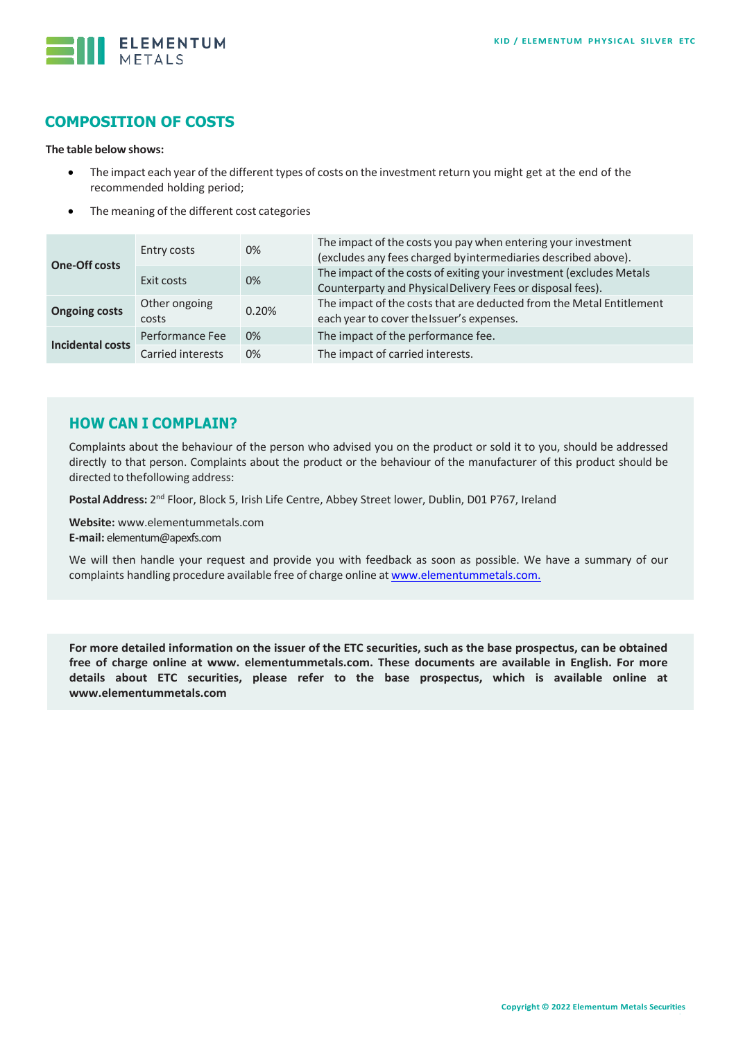## COMPOSITION OF COSTS

**The table below shows:**

- The impact each year of the different types of costs on the investment return you might get at the end of the recommended holding period;
- The meaning of the different cost categories

| | | | |
|---|---|---|---|
| **One-Off costs** | Entry costs | 0% | The impact of the costs you pay when entering your investment (excludes any fees charged by intermediaries described above). |
| | Exit costs | 0% | The impact of the costs of exiting your investment (excludes Metals Counterparty and Physical Delivery Fees or disposal fees). |
| **Ongoing costs** | Other ongoing costs | 0.20% | The impact of the costs that are deducted from the Metal Entitlement each year to cover the Issuer's expenses. |
| **Incidental costs** | Performance Fee | 0% | The impact of the performance fee. |
| | Carried interests | 0% | The impact of carried interests. |

## HOW CAN I COMPLAIN?

Complaints about the behaviour of the person who advised you on the product or sold it to you, should be addressed directly to that person. Complaints about the product or the behaviour of the manufacturer of this product should be directed to the following address:

**Postal Address:** 2nd Floor, Block 5, Irish Life Centre, Abbey Street lower, Dublin, D01 P767, Ireland

**Website:** www.elementummetals.com
**E-mail:** elementum@apexfs.com

We will then handle your request and provide you with feedback as soon as possible. We have a summary of our complaints handling procedure available free of charge online at www.elementummetals.com.

**For more detailed information on the issuer of the ETC securities, such as the base prospectus, can be obtained free of charge online at www. elementummetals.com. These documents are available in English. For more details about ETC securities, please refer to the base prospectus, which is available online at www.elementummetals.com**